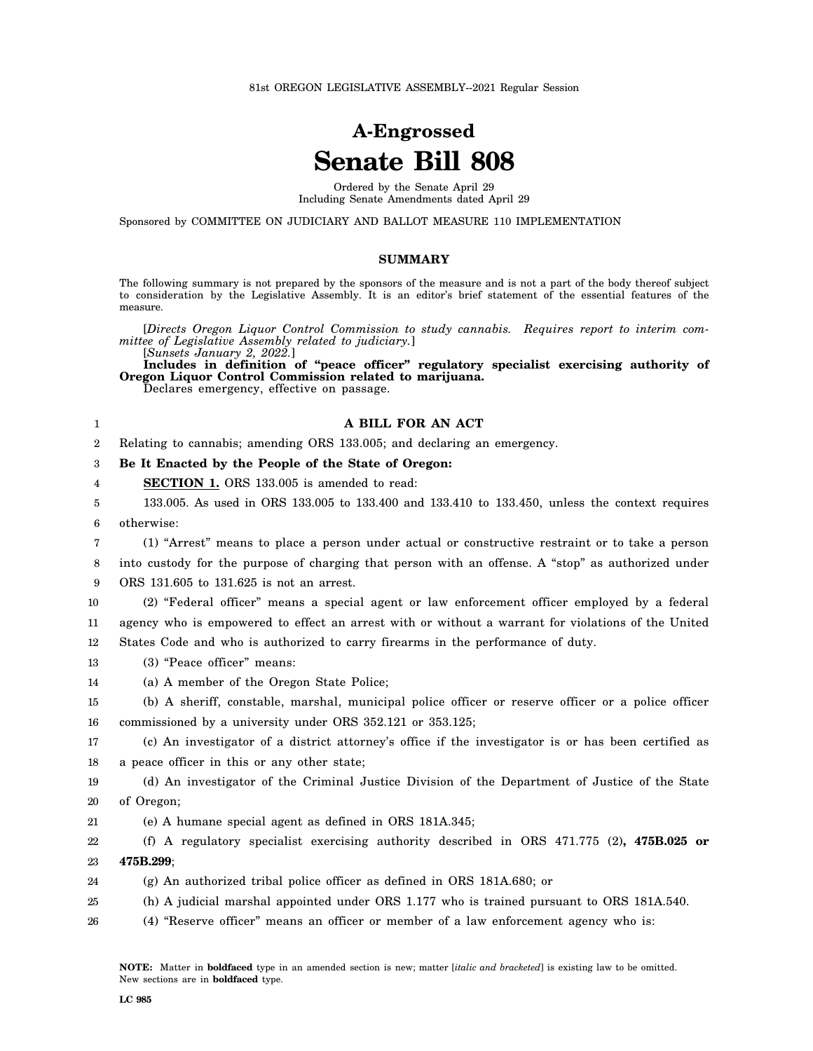81st OREGON LEGISLATIVE ASSEMBLY--2021 Regular Session

# A-Engrossed
# Senate Bill 808

Ordered by the Senate April 29
Including Senate Amendments dated April 29

Sponsored by COMMITTEE ON JUDICIARY AND BALLOT MEASURE 110 IMPLEMENTATION

## SUMMARY

The following summary is not prepared by the sponsors of the measure and is not a part of the body thereof subject to consideration by the Legislative Assembly. It is an editor's brief statement of the essential features of the measure.

[*Directs Oregon Liquor Control Commission to study cannabis. Requires report to interim committee of Legislative Assembly related to judiciary.*]
[*Sunsets January 2, 2022.*]
**Includes in definition of "peace officer" regulatory specialist exercising authority of Oregon Liquor Control Commission related to marijuana.**
Declares emergency, effective on passage.

**A BILL FOR AN ACT**

Relating to cannabis; amending ORS 133.005; and declaring an emergency.

**Be It Enacted by the People of the State of Oregon:**

**SECTION 1.** ORS 133.005 is amended to read:

133.005. As used in ORS 133.005 to 133.400 and 133.410 to 133.450, unless the context requires otherwise:

(1) "Arrest" means to place a person under actual or constructive restraint or to take a person into custody for the purpose of charging that person with an offense. A "stop" as authorized under ORS 131.605 to 131.625 is not an arrest.

(2) "Federal officer" means a special agent or law enforcement officer employed by a federal agency who is empowered to effect an arrest with or without a warrant for violations of the United States Code and who is authorized to carry firearms in the performance of duty.

(3) "Peace officer" means:

(a) A member of the Oregon State Police;

(b) A sheriff, constable, marshal, municipal police officer or reserve officer or a police officer commissioned by a university under ORS 352.121 or 353.125;

(c) An investigator of a district attorney's office if the investigator is or has been certified as a peace officer in this or any other state;

(d) An investigator of the Criminal Justice Division of the Department of Justice of the State of Oregon;

(e) A humane special agent as defined in ORS 181A.345;

(f) A regulatory specialist exercising authority described in ORS 471.775 (2)**, 475B.025 or 475B.299**;

(g) An authorized tribal police officer as defined in ORS 181A.680; or

(h) A judicial marshal appointed under ORS 1.177 who is trained pursuant to ORS 181A.540.

(4) "Reserve officer" means an officer or member of a law enforcement agency who is:

**NOTE:** Matter in **boldfaced** type in an amended section is new; matter [*italic and bracketed*] is existing law to be omitted. New sections are in **boldfaced** type.

LC 985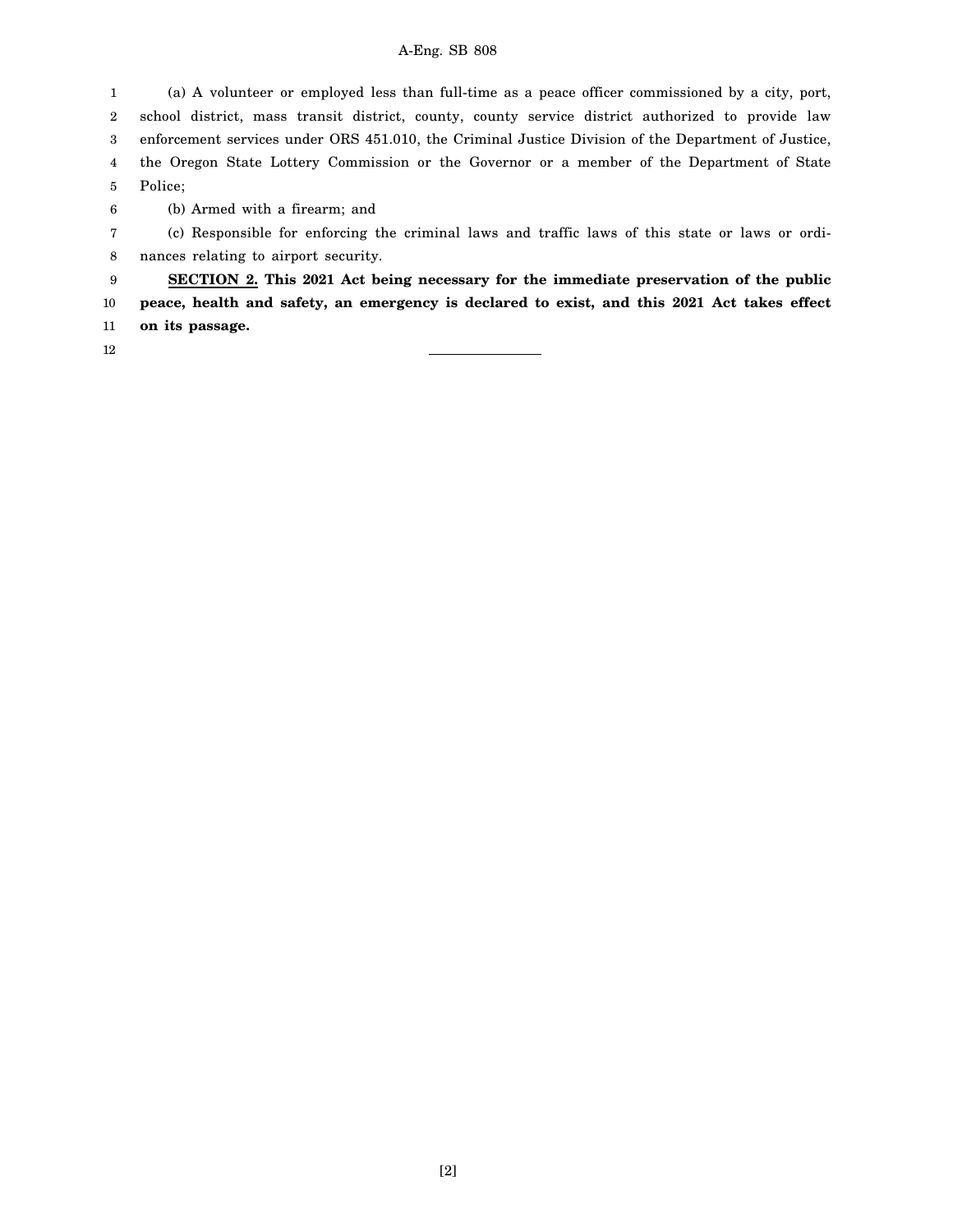(a) A volunteer or employed less than full-time as a peace officer commissioned by a city, port, school district, mass transit district, county, county service district authorized to provide law enforcement services under ORS 451.010, the Criminal Justice Division of the Department of Justice, the Oregon State Lottery Commission or the Governor or a member of the Department of State Police;

(b) Armed with a firearm; and

(c) Responsible for enforcing the criminal laws and traffic laws of this state or laws or ordinances relating to airport security.

**SECTION 2. This 2021 Act being necessary for the immediate preservation of the public peace, health and safety, an emergency is declared to exist, and this 2021 Act takes effect on its passage.**